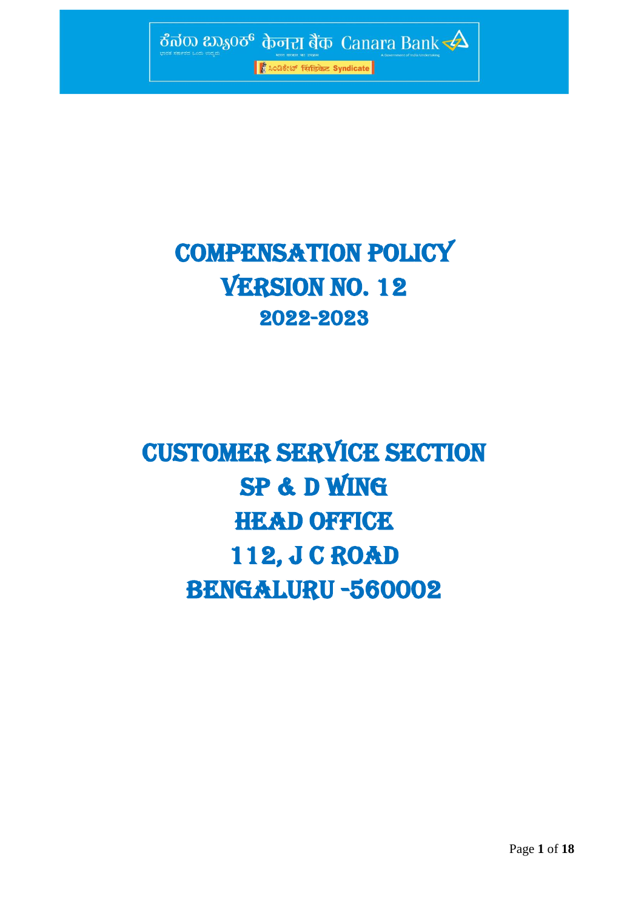ಕೆನರಾ ಬ್ಯಾಂಕ್ केनरा बैंक Canara Bank

सिंडिकेट Syndicate

# COMPENSATION POLICY
# VERSION NO. 12
## 2022-2023

# CUSTOMER SERVICE SECTION
# SP & D WING
# HEAD OFFICE
# 112, J C ROAD
# BENGALURU -560002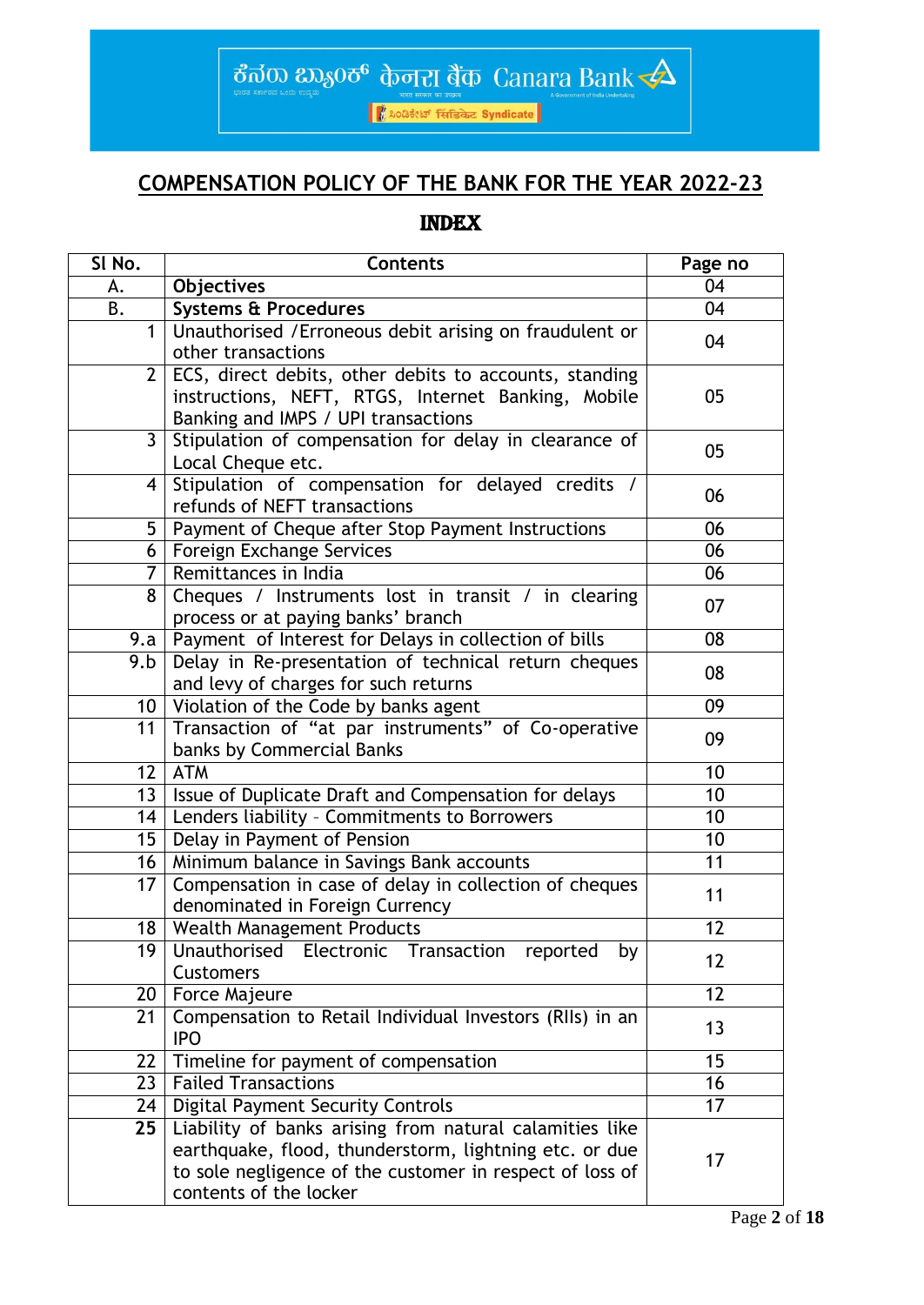ಕೆನರಾ ಬ್ಯಾಂಕ್ केनरा बैंक Canara Bank

ಸಿಂಡಿಕೇಟ್ सिंडिकेट Syndicate

# COMPENSATION POLICY OF THE BANK FOR THE YEAR 2022-23

## INDEX

| Sl No. | Contents | Page no |
|---|---|---|
| A. | **Objectives** | 04 |
| B. | **Systems & Procedures** | 04 |
| 1 | Unauthorised /Erroneous debit arising on fraudulent or other transactions | 04 |
| 2 | ECS, direct debits, other debits to accounts, standing instructions, NEFT, RTGS, Internet Banking, Mobile Banking and IMPS / UPI transactions | 05 |
| 3 | Stipulation of compensation for delay in clearance of Local Cheque etc. | 05 |
| 4 | Stipulation of compensation for delayed credits / refunds of NEFT transactions | 06 |
| 5 | Payment of Cheque after Stop Payment Instructions | 06 |
| 6 | Foreign Exchange Services | 06 |
| 7 | Remittances in India | 06 |
| 8 | Cheques / Instruments lost in transit / in clearing process or at paying banks' branch | 07 |
| 9.a | Payment of Interest for Delays in collection of bills | 08 |
| 9.b | Delay in Re-presentation of technical return cheques and levy of charges for such returns | 08 |
| 10 | Violation of the Code by banks agent | 09 |
| 11 | Transaction of "at par instruments" of Co-operative banks by Commercial Banks | 09 |
| 12 | ATM | 10 |
| 13 | Issue of Duplicate Draft and Compensation for delays | 10 |
| 14 | Lenders liability – Commitments to Borrowers | 10 |
| 15 | Delay in Payment of Pension | 10 |
| 16 | Minimum balance in Savings Bank accounts | 11 |
| 17 | Compensation in case of delay in collection of cheques denominated in Foreign Currency | 11 |
| 18 | Wealth Management Products | 12 |
| 19 | Unauthorised Electronic Transaction reported by Customers | 12 |
| 20 | Force Majeure | 12 |
| 21 | Compensation to Retail Individual Investors (RIIs) in an IPO | 13 |
| 22 | Timeline for payment of compensation | 15 |
| 23 | Failed Transactions | 16 |
| 24 | Digital Payment Security Controls | 17 |
| **25** | Liability of banks arising from natural calamities like earthquake, flood, thunderstorm, lightning etc. or due to sole negligence of the customer in respect of loss of contents of the locker | 17 |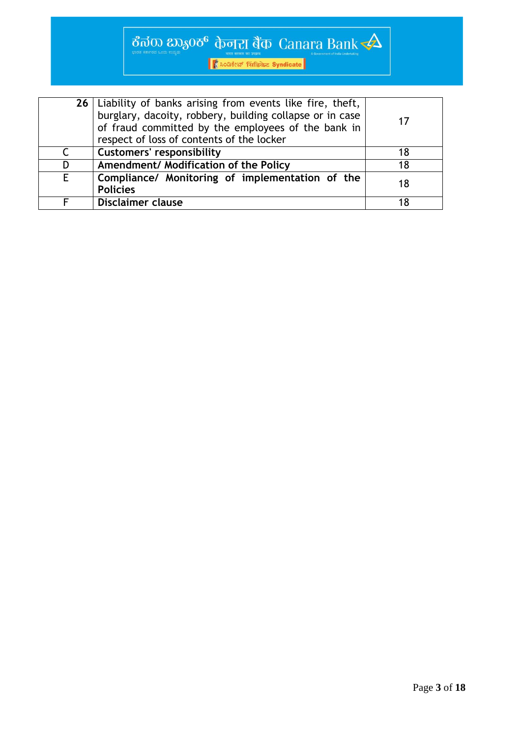| **26** | Liability of banks arising from events like fire, theft, burglary, dacoity, robbery, building collapse or in case of fraud committed by the employees of the bank in respect of loss of contents of the locker | 17 |
|---|---|---|
| C | **Customers' responsibility** | 18 |
| D | **Amendment/ Modification of the Policy** | 18 |
| E | **Compliance/ Monitoring of implementation of the Policies** | 18 |
| F | **Disclaimer clause** | 18 |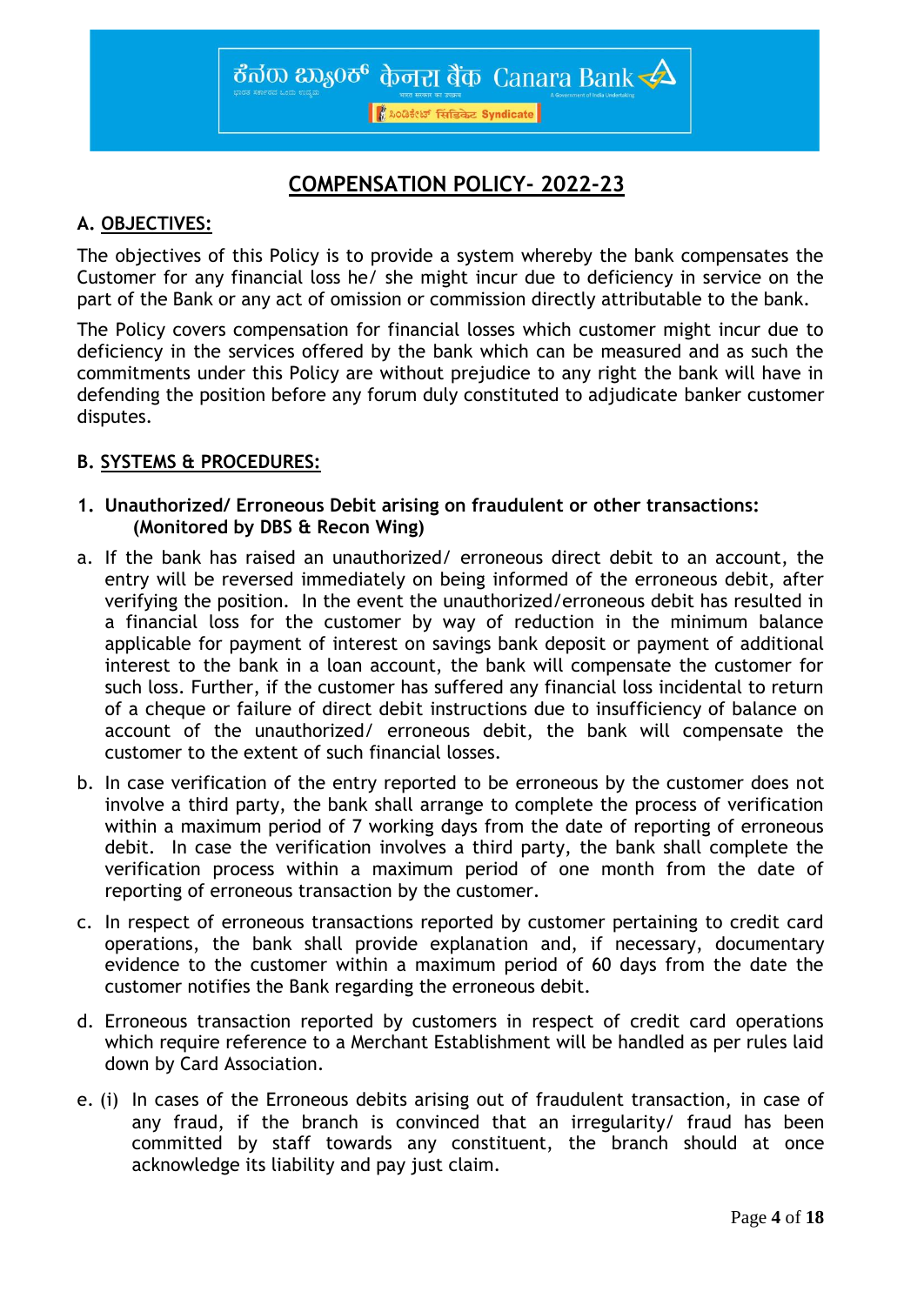# COMPENSATION POLICY- 2022-23

## A. OBJECTIVES:

The objectives of this Policy is to provide a system whereby the bank compensates the Customer for any financial loss he/ she might incur due to deficiency in service on the part of the Bank or any act of omission or commission directly attributable to the bank.

The Policy covers compensation for financial losses which customer might incur due to deficiency in the services offered by the bank which can be measured and as such the commitments under this Policy are without prejudice to any right the bank will have in defending the position before any forum duly constituted to adjudicate banker customer disputes.

## B. SYSTEMS & PROCEDURES:

### 1. Unauthorized/ Erroneous Debit arising on fraudulent or other transactions: (Monitored by DBS & Recon Wing)

a. If the bank has raised an unauthorized/ erroneous direct debit to an account, the entry will be reversed immediately on being informed of the erroneous debit, after verifying the position. In the event the unauthorized/erroneous debit has resulted in a financial loss for the customer by way of reduction in the minimum balance applicable for payment of interest on savings bank deposit or payment of additional interest to the bank in a loan account, the bank will compensate the customer for such loss. Further, if the customer has suffered any financial loss incidental to return of a cheque or failure of direct debit instructions due to insufficiency of balance on account of the unauthorized/ erroneous debit, the bank will compensate the customer to the extent of such financial losses.

b. In case verification of the entry reported to be erroneous by the customer does not involve a third party, the bank shall arrange to complete the process of verification within a maximum period of 7 working days from the date of reporting of erroneous debit. In case the verification involves a third party, the bank shall complete the verification process within a maximum period of one month from the date of reporting of erroneous transaction by the customer.

c. In respect of erroneous transactions reported by customer pertaining to credit card operations, the bank shall provide explanation and, if necessary, documentary evidence to the customer within a maximum period of 60 days from the date the customer notifies the Bank regarding the erroneous debit.

d. Erroneous transaction reported by customers in respect of credit card operations which require reference to a Merchant Establishment will be handled as per rules laid down by Card Association.

e. (i) In cases of the Erroneous debits arising out of fraudulent transaction, in case of any fraud, if the branch is convinced that an irregularity/ fraud has been committed by staff towards any constituent, the branch should at once acknowledge its liability and pay just claim.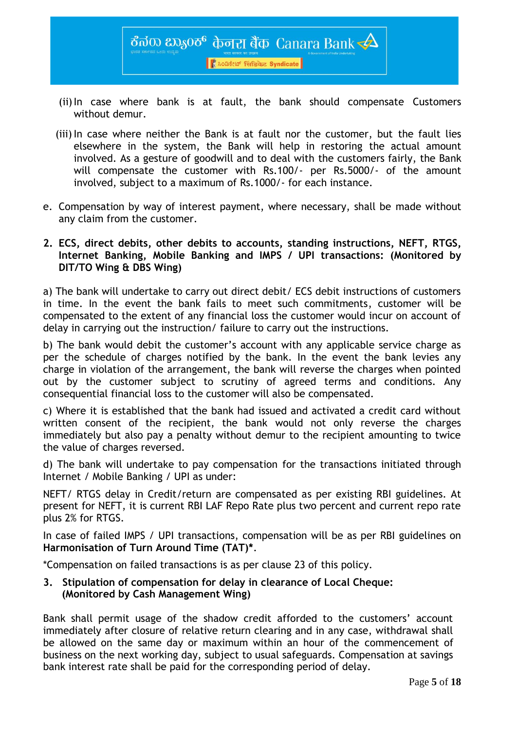(ii) In case where bank is at fault, the bank should compensate Customers without demur.

(iii) In case where neither the Bank is at fault nor the customer, but the fault lies elsewhere in the system, the Bank will help in restoring the actual amount involved. As a gesture of goodwill and to deal with the customers fairly, the Bank will compensate the customer with Rs.100/- per Rs.5000/- of the amount involved, subject to a maximum of Rs.1000/- for each instance.

e. Compensation by way of interest payment, where necessary, shall be made without any claim from the customer.

**2. ECS, direct debits, other debits to accounts, standing instructions, NEFT, RTGS, Internet Banking, Mobile Banking and IMPS / UPI transactions: (Monitored by DIT/TO Wing & DBS Wing)**

a) The bank will undertake to carry out direct debit/ ECS debit instructions of customers in time. In the event the bank fails to meet such commitments, customer will be compensated to the extent of any financial loss the customer would incur on account of delay in carrying out the instruction/ failure to carry out the instructions.

b) The bank would debit the customer's account with any applicable service charge as per the schedule of charges notified by the bank. In the event the bank levies any charge in violation of the arrangement, the bank will reverse the charges when pointed out by the customer subject to scrutiny of agreed terms and conditions. Any consequential financial loss to the customer will also be compensated.

c) Where it is established that the bank had issued and activated a credit card without written consent of the recipient, the bank would not only reverse the charges immediately but also pay a penalty without demur to the recipient amounting to twice the value of charges reversed.

d) The bank will undertake to pay compensation for the transactions initiated through Internet / Mobile Banking / UPI as under:

NEFT/ RTGS delay in Credit/return are compensated as per existing RBI guidelines. At present for NEFT, it is current RBI LAF Repo Rate plus two percent and current repo rate plus 2% for RTGS.

In case of failed IMPS / UPI transactions, compensation will be as per RBI guidelines on **Harmonisation of Turn Around Time (TAT)***.

*Compensation on failed transactions is as per clause 23 of this policy.

**3. Stipulation of compensation for delay in clearance of Local Cheque: (Monitored by Cash Management Wing)**

Bank shall permit usage of the shadow credit afforded to the customers' account immediately after closure of relative return clearing and in any case, withdrawal shall be allowed on the same day or maximum within an hour of the commencement of business on the next working day, subject to usual safeguards. Compensation at savings bank interest rate shall be paid for the corresponding period of delay.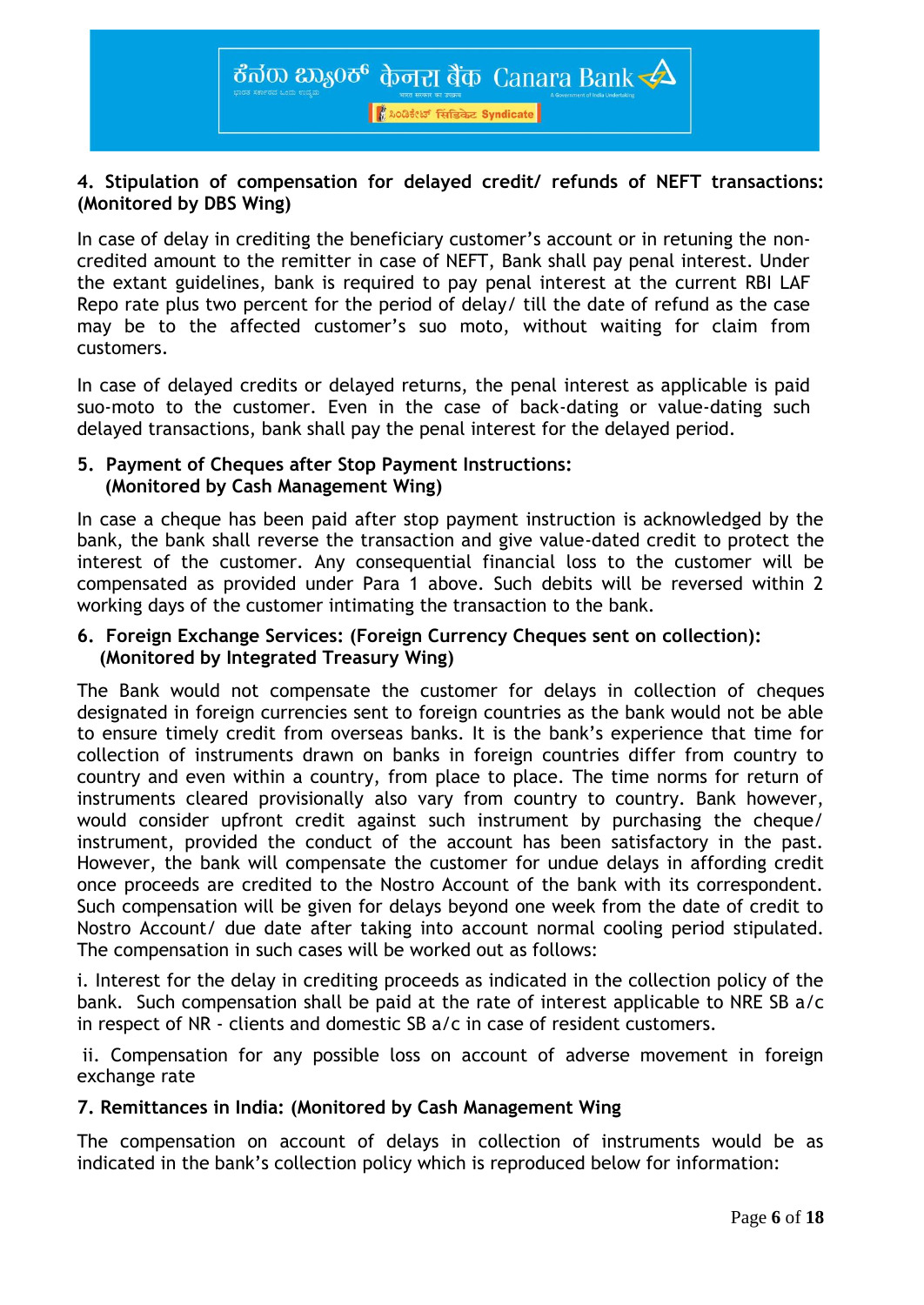**4. Stipulation of compensation for delayed credit/ refunds of NEFT transactions: (Monitored by DBS Wing)**

In case of delay in crediting the beneficiary customer's account or in retuning the non-credited amount to the remitter in case of NEFT, Bank shall pay penal interest. Under the extant guidelines, bank is required to pay penal interest at the current RBI LAF Repo rate plus two percent for the period of delay/ till the date of refund as the case may be to the affected customer's suo moto, without waiting for claim from customers.

In case of delayed credits or delayed returns, the penal interest as applicable is paid suo-moto to the customer. Even in the case of back-dating or value-dating such delayed transactions, bank shall pay the penal interest for the delayed period.

**5. Payment of Cheques after Stop Payment Instructions: (Monitored by Cash Management Wing)**

In case a cheque has been paid after stop payment instruction is acknowledged by the bank, the bank shall reverse the transaction and give value-dated credit to protect the interest of the customer. Any consequential financial loss to the customer will be compensated as provided under Para 1 above. Such debits will be reversed within 2 working days of the customer intimating the transaction to the bank.

**6. Foreign Exchange Services: (Foreign Currency Cheques sent on collection): (Monitored by Integrated Treasury Wing)**

The Bank would not compensate the customer for delays in collection of cheques designated in foreign currencies sent to foreign countries as the bank would not be able to ensure timely credit from overseas banks. It is the bank's experience that time for collection of instruments drawn on banks in foreign countries differ from country to country and even within a country, from place to place. The time norms for return of instruments cleared provisionally also vary from country to country. Bank however, would consider upfront credit against such instrument by purchasing the cheque/ instrument, provided the conduct of the account has been satisfactory in the past. However, the bank will compensate the customer for undue delays in affording credit once proceeds are credited to the Nostro Account of the bank with its correspondent. Such compensation will be given for delays beyond one week from the date of credit to Nostro Account/ due date after taking into account normal cooling period stipulated. The compensation in such cases will be worked out as follows:

i. Interest for the delay in crediting proceeds as indicated in the collection policy of the bank. Such compensation shall be paid at the rate of interest applicable to NRE SB a/c in respect of NR - clients and domestic SB a/c in case of resident customers.

ii. Compensation for any possible loss on account of adverse movement in foreign exchange rate

**7. Remittances in India: (Monitored by Cash Management Wing**

The compensation on account of delays in collection of instruments would be as indicated in the bank's collection policy which is reproduced below for information: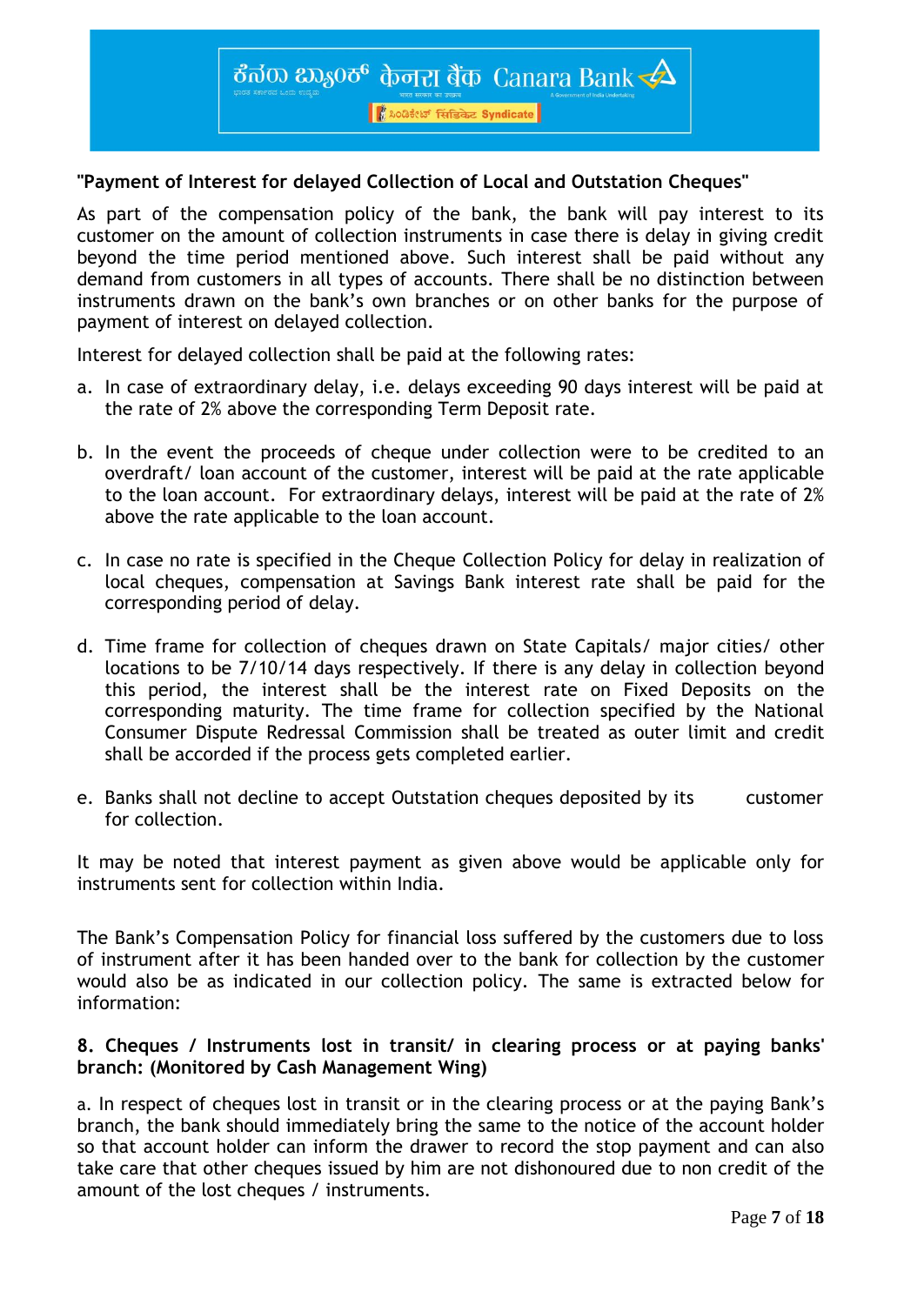**"Payment of Interest for delayed Collection of Local and Outstation Cheques"**

As part of the compensation policy of the bank, the bank will pay interest to its customer on the amount of collection instruments in case there is delay in giving credit beyond the time period mentioned above. Such interest shall be paid without any demand from customers in all types of accounts. There shall be no distinction between instruments drawn on the bank's own branches or on other banks for the purpose of payment of interest on delayed collection.

Interest for delayed collection shall be paid at the following rates:

a. In case of extraordinary delay, i.e. delays exceeding 90 days interest will be paid at the rate of 2% above the corresponding Term Deposit rate.

b. In the event the proceeds of cheque under collection were to be credited to an overdraft/ loan account of the customer, interest will be paid at the rate applicable to the loan account. For extraordinary delays, interest will be paid at the rate of 2% above the rate applicable to the loan account.

c. In case no rate is specified in the Cheque Collection Policy for delay in realization of local cheques, compensation at Savings Bank interest rate shall be paid for the corresponding period of delay.

d. Time frame for collection of cheques drawn on State Capitals/ major cities/ other locations to be 7/10/14 days respectively. If there is any delay in collection beyond this period, the interest shall be the interest rate on Fixed Deposits on the corresponding maturity. The time frame for collection specified by the National Consumer Dispute Redressal Commission shall be treated as outer limit and credit shall be accorded if the process gets completed earlier.

e. Banks shall not decline to accept Outstation cheques deposited by its customer for collection.

It may be noted that interest payment as given above would be applicable only for instruments sent for collection within India.

The Bank's Compensation Policy for financial loss suffered by the customers due to loss of instrument after it has been handed over to the bank for collection by the customer would also be as indicated in our collection policy. The same is extracted below for information:

**8. Cheques / Instruments lost in transit/ in clearing process or at paying banks' branch: (Monitored by Cash Management Wing)**

a. In respect of cheques lost in transit or in the clearing process or at the paying Bank's branch, the bank should immediately bring the same to the notice of the account holder so that account holder can inform the drawer to record the stop payment and can also take care that other cheques issued by him are not dishonoured due to non credit of the amount of the lost cheques / instruments.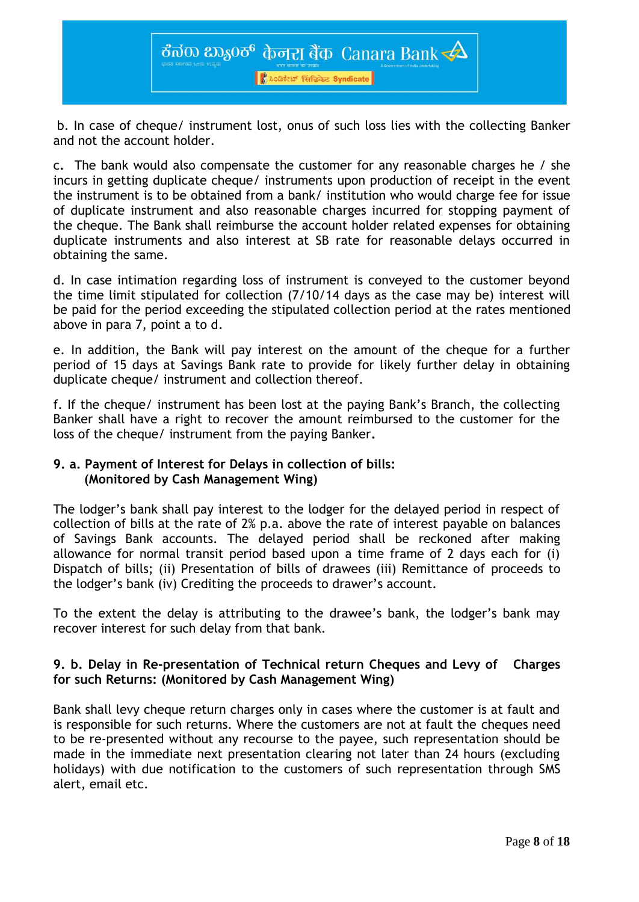b. In case of cheque/ instrument lost, onus of such loss lies with the collecting Banker and not the account holder.

c. The bank would also compensate the customer for any reasonable charges he / she incurs in getting duplicate cheque/ instruments upon production of receipt in the event the instrument is to be obtained from a bank/ institution who would charge fee for issue of duplicate instrument and also reasonable charges incurred for stopping payment of the cheque. The Bank shall reimburse the account holder related expenses for obtaining duplicate instruments and also interest at SB rate for reasonable delays occurred in obtaining the same.

d. In case intimation regarding loss of instrument is conveyed to the customer beyond the time limit stipulated for collection (7/10/14 days as the case may be) interest will be paid for the period exceeding the stipulated collection period at the rates mentioned above in para 7, point a to d.

e. In addition, the Bank will pay interest on the amount of the cheque for a further period of 15 days at Savings Bank rate to provide for likely further delay in obtaining duplicate cheque/ instrument and collection thereof.

f. If the cheque/ instrument has been lost at the paying Bank's Branch, the collecting Banker shall have a right to recover the amount reimbursed to the customer for the loss of the cheque/ instrument from the paying Banker.

**9. a. Payment of Interest for Delays in collection of bills: (Monitored by Cash Management Wing)**

The lodger's bank shall pay interest to the lodger for the delayed period in respect of collection of bills at the rate of 2% p.a. above the rate of interest payable on balances of Savings Bank accounts. The delayed period shall be reckoned after making allowance for normal transit period based upon a time frame of 2 days each for (i) Dispatch of bills; (ii) Presentation of bills of drawees (iii) Remittance of proceeds to the lodger's bank (iv) Crediting the proceeds to drawer's account.

To the extent the delay is attributing to the drawee's bank, the lodger's bank may recover interest for such delay from that bank.

**9. b. Delay in Re-presentation of Technical return Cheques and Levy of Charges for such Returns: (Monitored by Cash Management Wing)**

Bank shall levy cheque return charges only in cases where the customer is at fault and is responsible for such returns. Where the customers are not at fault the cheques need to be re-presented without any recourse to the payee, such representation should be made in the immediate next presentation clearing not later than 24 hours (excluding holidays) with due notification to the customers of such representation through SMS alert, email etc.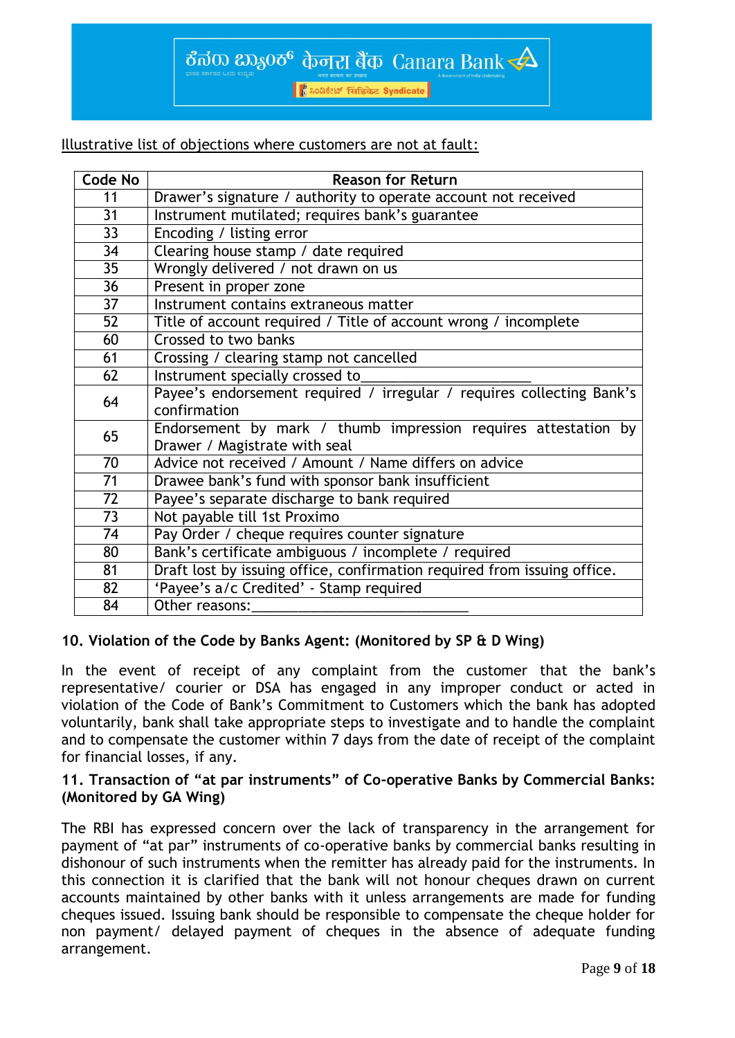Illustrative list of objections where customers are not at fault:

| Code No | Reason for Return |
|---|---|
| 11 | Drawer's signature / authority to operate account not received |
| 31 | Instrument mutilated; requires bank's guarantee |
| 33 | Encoding / listing error |
| 34 | Clearing house stamp / date required |
| 35 | Wrongly delivered / not drawn on us |
| 36 | Present in proper zone |
| 37 | Instrument contains extraneous matter |
| 52 | Title of account required / Title of account wrong / incomplete |
| 60 | Crossed to two banks |
| 61 | Crossing / clearing stamp not cancelled |
| 62 | Instrument specially crossed to_____________________ |
| 64 | Payee's endorsement required / irregular / requires collecting Bank's confirmation |
| 65 | Endorsement by mark / thumb impression requires attestation by Drawer / Magistrate with seal |
| 70 | Advice not received / Amount / Name differs on advice |
| 71 | Drawee bank's fund with sponsor bank insufficient |
| 72 | Payee's separate discharge to bank required |
| 73 | Not payable till 1st Proximo |
| 74 | Pay Order / cheque requires counter signature |
| 80 | Bank's certificate ambiguous / incomplete / required |
| 81 | Draft lost by issuing office, confirmation required from issuing office. |
| 82 | 'Payee's a/c Credited' - Stamp required |
| 84 | Other reasons:___________________________ |

**10. Violation of the Code by Banks Agent: (Monitored by SP & D Wing)**

In the event of receipt of any complaint from the customer that the bank's representative/ courier or DSA has engaged in any improper conduct or acted in violation of the Code of Bank's Commitment to Customers which the bank has adopted voluntarily, bank shall take appropriate steps to investigate and to handle the complaint and to compensate the customer within 7 days from the date of receipt of the complaint for financial losses, if any.

**11. Transaction of "at par instruments" of Co-operative Banks by Commercial Banks: (Monitored by GA Wing)**

The RBI has expressed concern over the lack of transparency in the arrangement for payment of "at par" instruments of co-operative banks by commercial banks resulting in dishonour of such instruments when the remitter has already paid for the instruments. In this connection it is clarified that the bank will not honour cheques drawn on current accounts maintained by other banks with it unless arrangements are made for funding cheques issued. Issuing bank should be responsible to compensate the cheque holder for non payment/ delayed payment of cheques in the absence of adequate funding arrangement.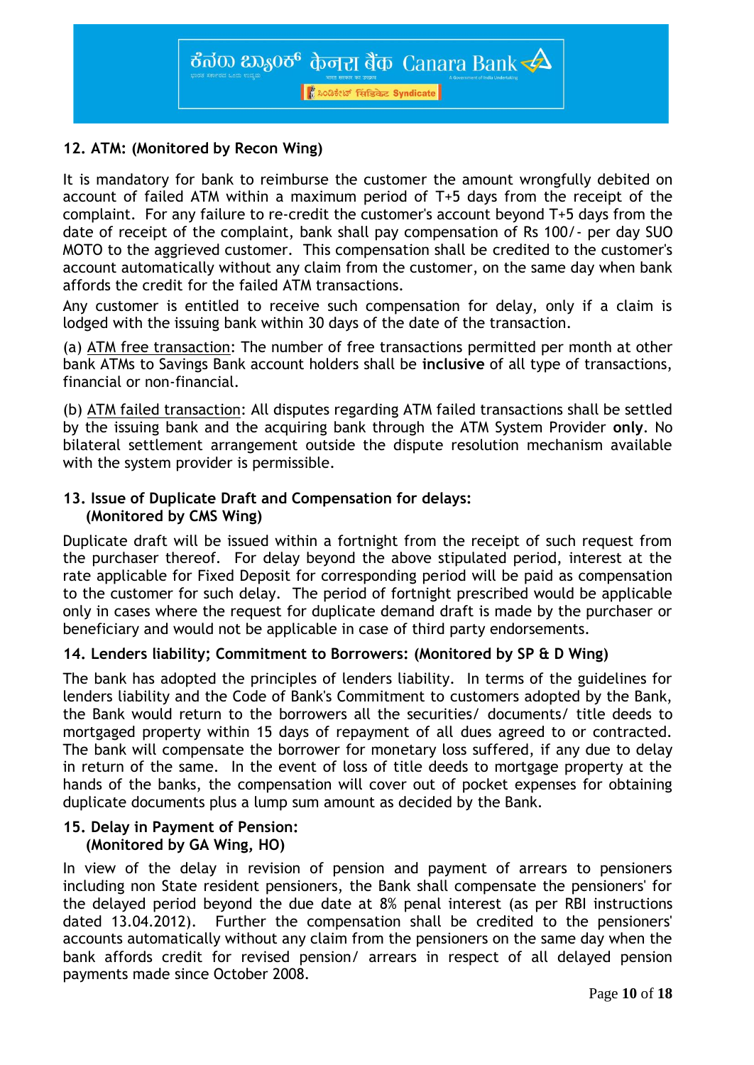## 12. ATM: (Monitored by Recon Wing)

It is mandatory for bank to reimburse the customer the amount wrongfully debited on account of failed ATM within a maximum period of T+5 days from the receipt of the complaint. For any failure to re-credit the customer's account beyond T+5 days from the date of receipt of the complaint, bank shall pay compensation of Rs 100/- per day SUO MOTO to the aggrieved customer. This compensation shall be credited to the customer's account automatically without any claim from the customer, on the same day when bank affords the credit for the failed ATM transactions.

Any customer is entitled to receive such compensation for delay, only if a claim is lodged with the issuing bank within 30 days of the date of the transaction.

(a) ATM free transaction: The number of free transactions permitted per month at other bank ATMs to Savings Bank account holders shall be **inclusive** of all type of transactions, financial or non-financial.

(b) ATM failed transaction: All disputes regarding ATM failed transactions shall be settled by the issuing bank and the acquiring bank through the ATM System Provider **only**. No bilateral settlement arrangement outside the dispute resolution mechanism available with the system provider is permissible.

## 13. Issue of Duplicate Draft and Compensation for delays: (Monitored by CMS Wing)

Duplicate draft will be issued within a fortnight from the receipt of such request from the purchaser thereof. For delay beyond the above stipulated period, interest at the rate applicable for Fixed Deposit for corresponding period will be paid as compensation to the customer for such delay. The period of fortnight prescribed would be applicable only in cases where the request for duplicate demand draft is made by the purchaser or beneficiary and would not be applicable in case of third party endorsements.

## 14. Lenders liability; Commitment to Borrowers: (Monitored by SP & D Wing)

The bank has adopted the principles of lenders liability. In terms of the guidelines for lenders liability and the Code of Bank's Commitment to customers adopted by the Bank, the Bank would return to the borrowers all the securities/ documents/ title deeds to mortgaged property within 15 days of repayment of all dues agreed to or contracted. The bank will compensate the borrower for monetary loss suffered, if any due to delay in return of the same. In the event of loss of title deeds to mortgage property at the hands of the banks, the compensation will cover out of pocket expenses for obtaining duplicate documents plus a lump sum amount as decided by the Bank.

## 15. Delay in Payment of Pension: (Monitored by GA Wing, HO)

In view of the delay in revision of pension and payment of arrears to pensioners including non State resident pensioners, the Bank shall compensate the pensioners' for the delayed period beyond the due date at 8% penal interest (as per RBI instructions dated 13.04.2012). Further the compensation shall be credited to the pensioners' accounts automatically without any claim from the pensioners on the same day when the bank affords credit for revised pension/ arrears in respect of all delayed pension payments made since October 2008.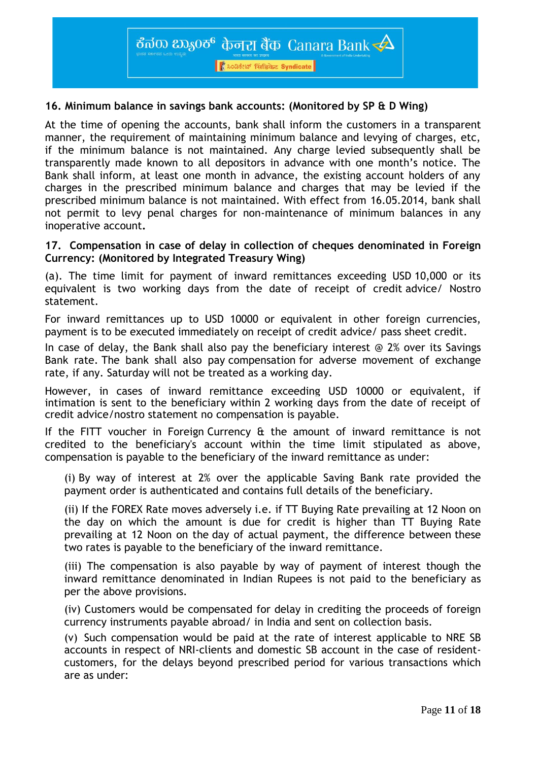**16. Minimum balance in savings bank accounts: (Monitored by SP & D Wing)**

At the time of opening the accounts, bank shall inform the customers in a transparent manner, the requirement of maintaining minimum balance and levying of charges, etc, if the minimum balance is not maintained. Any charge levied subsequently shall be transparently made known to all depositors in advance with one month's notice. The Bank shall inform, at least one month in advance, the existing account holders of any charges in the prescribed minimum balance and charges that may be levied if the prescribed minimum balance is not maintained. With effect from 16.05.2014, bank shall not permit to levy penal charges for non-maintenance of minimum balances in any inoperative account.

**17. Compensation in case of delay in collection of cheques denominated in Foreign Currency: (Monitored by Integrated Treasury Wing)**

(a). The time limit for payment of inward remittances exceeding USD 10,000 or its equivalent is two working days from the date of receipt of credit advice/ Nostro statement.

For inward remittances up to USD 10000 or equivalent in other foreign currencies, payment is to be executed immediately on receipt of credit advice/ pass sheet credit.

In case of delay, the Bank shall also pay the beneficiary interest @ 2% over its Savings Bank rate. The bank shall also pay compensation for adverse movement of exchange rate, if any. Saturday will not be treated as a working day.

However, in cases of inward remittance exceeding USD 10000 or equivalent, if intimation is sent to the beneficiary within 2 working days from the date of receipt of credit advice/nostro statement no compensation is payable.

If the FITT voucher in Foreign Currency & the amount of inward remittance is not credited to the beneficiary's account within the time limit stipulated as above, compensation is payable to the beneficiary of the inward remittance as under:

(i) By way of interest at 2% over the applicable Saving Bank rate provided the payment order is authenticated and contains full details of the beneficiary.

(ii) If the FOREX Rate moves adversely i.e. if TT Buying Rate prevailing at 12 Noon on the day on which the amount is due for credit is higher than TT Buying Rate prevailing at 12 Noon on the day of actual payment, the difference between these two rates is payable to the beneficiary of the inward remittance.

(iii) The compensation is also payable by way of payment of interest though the inward remittance denominated in Indian Rupees is not paid to the beneficiary as per the above provisions.

(iv) Customers would be compensated for delay in crediting the proceeds of foreign currency instruments payable abroad/ in India and sent on collection basis.

(v) Such compensation would be paid at the rate of interest applicable to NRE SB accounts in respect of NRI-clients and domestic SB account in the case of resident-customers, for the delays beyond prescribed period for various transactions which are as under: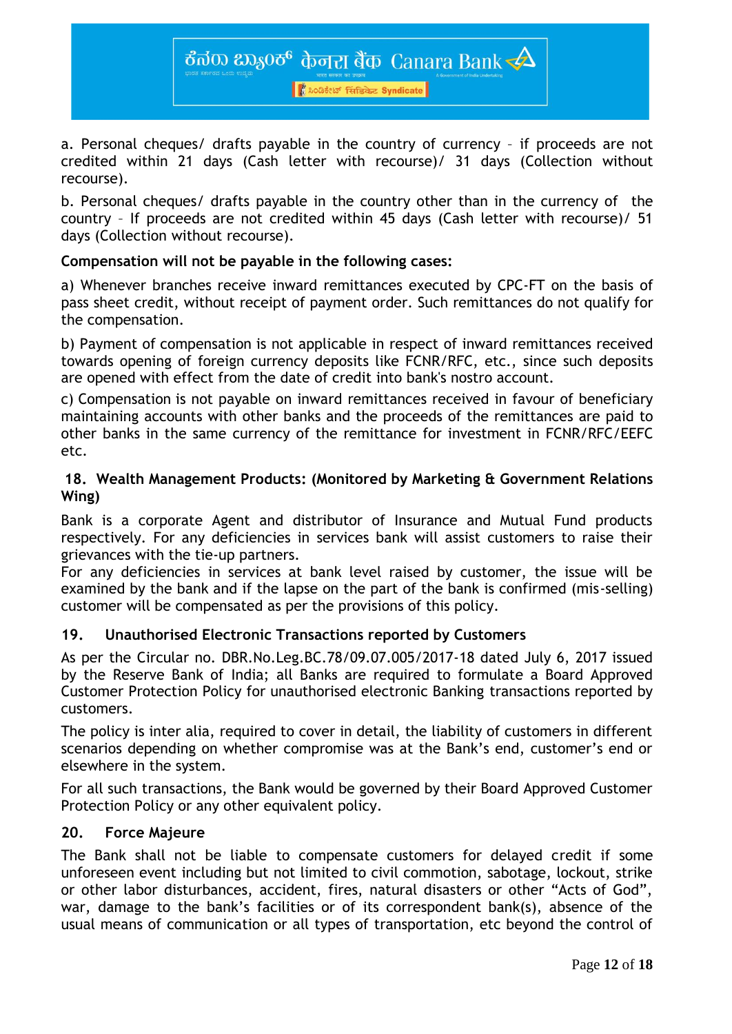a. Personal cheques/ drafts payable in the country of currency – if proceeds are not credited within 21 days (Cash letter with recourse)/ 31 days (Collection without recourse).

b. Personal cheques/ drafts payable in the country other than in the currency of the country – If proceeds are not credited within 45 days (Cash letter with recourse)/ 51 days (Collection without recourse).

**Compensation will not be payable in the following cases:**

a) Whenever branches receive inward remittances executed by CPC-FT on the basis of pass sheet credit, without receipt of payment order. Such remittances do not qualify for the compensation.

b) Payment of compensation is not applicable in respect of inward remittances received towards opening of foreign currency deposits like FCNR/RFC, etc., since such deposits are opened with effect from the date of credit into bank's nostro account.

c) Compensation is not payable on inward remittances received in favour of beneficiary maintaining accounts with other banks and the proceeds of the remittances are paid to other banks in the same currency of the remittance for investment in FCNR/RFC/EEFC etc.

## 18. Wealth Management Products: (Monitored by Marketing & Government Relations Wing)

Bank is a corporate Agent and distributor of Insurance and Mutual Fund products respectively. For any deficiencies in services bank will assist customers to raise their grievances with the tie-up partners.
For any deficiencies in services at bank level raised by customer, the issue will be examined by the bank and if the lapse on the part of the bank is confirmed (mis-selling) customer will be compensated as per the provisions of this policy.

## 19. Unauthorised Electronic Transactions reported by Customers

As per the Circular no. DBR.No.Leg.BC.78/09.07.005/2017-18 dated July 6, 2017 issued by the Reserve Bank of India; all Banks are required to formulate a Board Approved Customer Protection Policy for unauthorised electronic Banking transactions reported by customers.

The policy is inter alia, required to cover in detail, the liability of customers in different scenarios depending on whether compromise was at the Bank's end, customer's end or elsewhere in the system.

For all such transactions, the Bank would be governed by their Board Approved Customer Protection Policy or any other equivalent policy.

## 20. Force Majeure

The Bank shall not be liable to compensate customers for delayed credit if some unforeseen event including but not limited to civil commotion, sabotage, lockout, strike or other labor disturbances, accident, fires, natural disasters or other "Acts of God", war, damage to the bank's facilities or of its correspondent bank(s), absence of the usual means of communication or all types of transportation, etc beyond the control of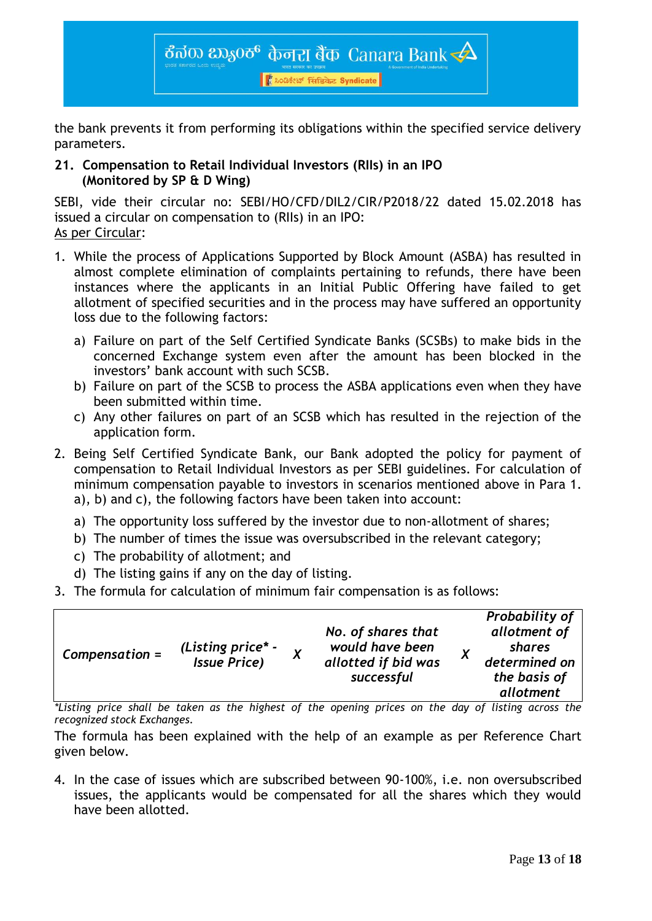the bank prevents it from performing its obligations within the specified service delivery parameters.

**21. Compensation to Retail Individual Investors (RIIs) in an IPO (Monitored by SP & D Wing)**

SEBI, vide their circular no: SEBI/HO/CFD/DIL2/CIR/P2018/22 dated 15.02.2018 has issued a circular on compensation to (RIIs) in an IPO:

As per Circular:

1. While the process of Applications Supported by Block Amount (ASBA) has resulted in almost complete elimination of complaints pertaining to refunds, there have been instances where the applicants in an Initial Public Offering have failed to get allotment of specified securities and in the process may have suffered an opportunity loss due to the following factors:
   a) Failure on part of the Self Certified Syndicate Banks (SCSBs) to make bids in the concerned Exchange system even after the amount has been blocked in the investors' bank account with such SCSB.
   b) Failure on part of the SCSB to process the ASBA applications even when they have been submitted within time.
   c) Any other failures on part of an SCSB which has resulted in the rejection of the application form.
2. Being Self Certified Syndicate Bank, our Bank adopted the policy for payment of compensation to Retail Individual Investors as per SEBI guidelines. For calculation of minimum compensation payable to investors in scenarios mentioned above in Para 1. a), b) and c), the following factors have been taken into account:
   a) The opportunity loss suffered by the investor due to non-allotment of shares;
   b) The number of times the issue was oversubscribed in the relevant category;
   c) The probability of allotment; and
   d) The listing gains if any on the day of listing.
3. The formula for calculation of minimum fair compensation is as follows:

| *Compensation =* | *(Listing price\* - Issue Price)* | *X* | *No. of shares that would have been allotted if bid was successful* | *X* | *Probability of allotment of shares determined on the basis of allotment* |
|---|---|---|---|---|---|

*\*Listing price shall be taken as the highest of the opening prices on the day of listing across the recognized stock Exchanges.*

The formula has been explained with the help of an example as per Reference Chart given below.

4. In the case of issues which are subscribed between 90-100%, i.e. non oversubscribed issues, the applicants would be compensated for all the shares which they would have been allotted.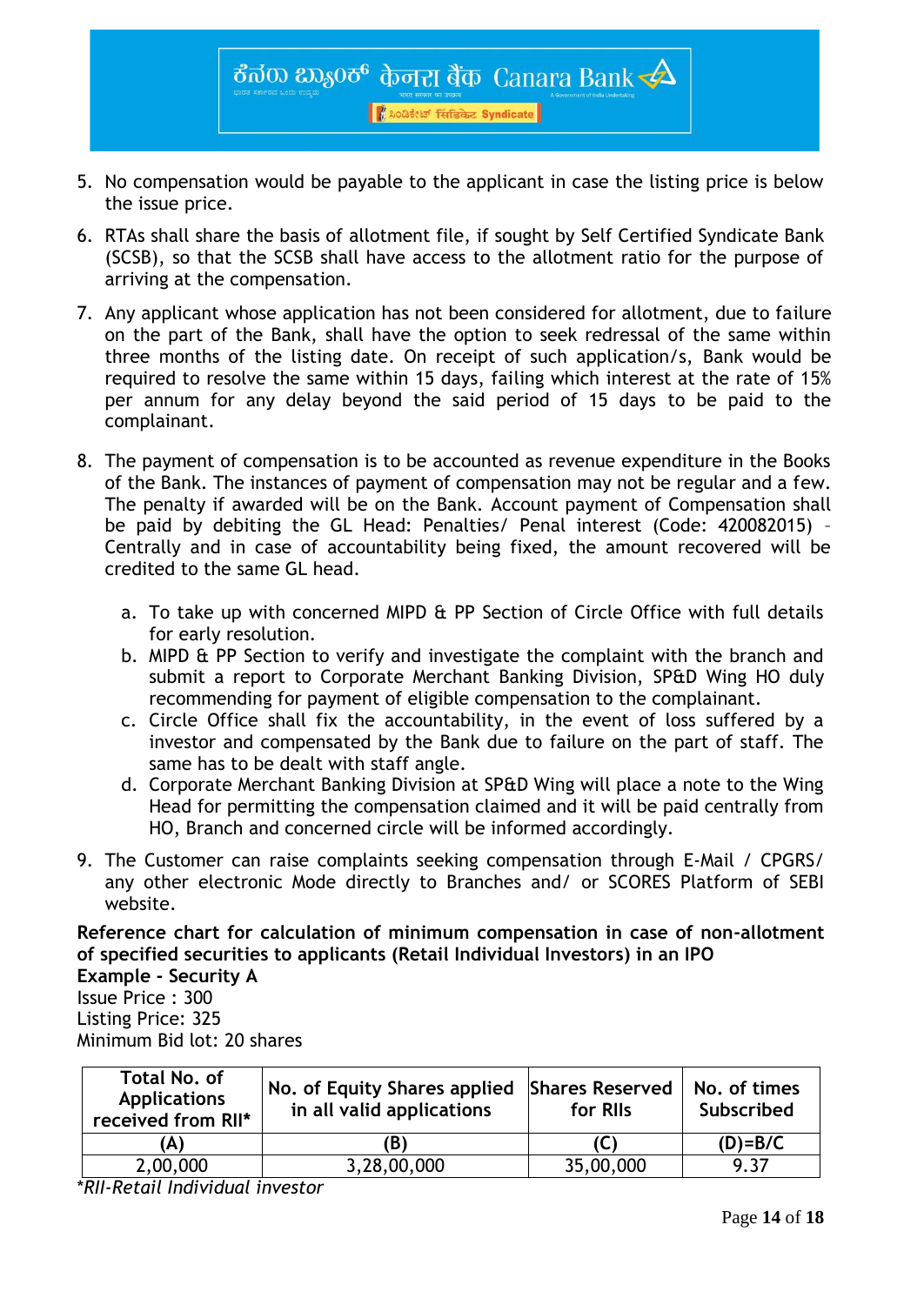5. No compensation would be payable to the applicant in case the listing price is below the issue price.

6. RTAs shall share the basis of allotment file, if sought by Self Certified Syndicate Bank (SCSB), so that the SCSB shall have access to the allotment ratio for the purpose of arriving at the compensation.

7. Any applicant whose application has not been considered for allotment, due to failure on the part of the Bank, shall have the option to seek redressal of the same within three months of the listing date. On receipt of such application/s, Bank would be required to resolve the same within 15 days, failing which interest at the rate of 15% per annum for any delay beyond the said period of 15 days to be paid to the complainant.

8. The payment of compensation is to be accounted as revenue expenditure in the Books of the Bank. The instances of payment of compensation may not be regular and a few. The penalty if awarded will be on the Bank. Account payment of Compensation shall be paid by debiting the GL Head: Penalties/ Penal interest (Code: 420082015) – Centrally and in case of accountability being fixed, the amount recovered will be credited to the same GL head.

    a. To take up with concerned MIPD & PP Section of Circle Office with full details for early resolution.
    b. MIPD & PP Section to verify and investigate the complaint with the branch and submit a report to Corporate Merchant Banking Division, SP&D Wing HO duly recommending for payment of eligible compensation to the complainant.
    c. Circle Office shall fix the accountability, in the event of loss suffered by a investor and compensated by the Bank due to failure on the part of staff. The same has to be dealt with staff angle.
    d. Corporate Merchant Banking Division at SP&D Wing will place a note to the Wing Head for permitting the compensation claimed and it will be paid centrally from HO, Branch and concerned circle will be informed accordingly.

9. The Customer can raise complaints seeking compensation through E-Mail / CPGRS/ any other electronic Mode directly to Branches and/ or SCORES Platform of SEBI website.

**Reference chart for calculation of minimum compensation in case of non-allotment of specified securities to applicants (Retail Individual Investors) in an IPO**

**Example - Security A**

Issue Price : 300
Listing Price: 325
Minimum Bid lot: 20 shares

| Total No. of Applications received from RII* | No. of Equity Shares applied in all valid applications | Shares Reserved for RIIs | No. of times Subscribed |
|---|---|---|---|
| (A) | (B) | (C) | (D)=B/C |
| 2,00,000 | 3,28,00,000 | 35,00,000 | 9.37 |

*\*RII-Retail Individual investor*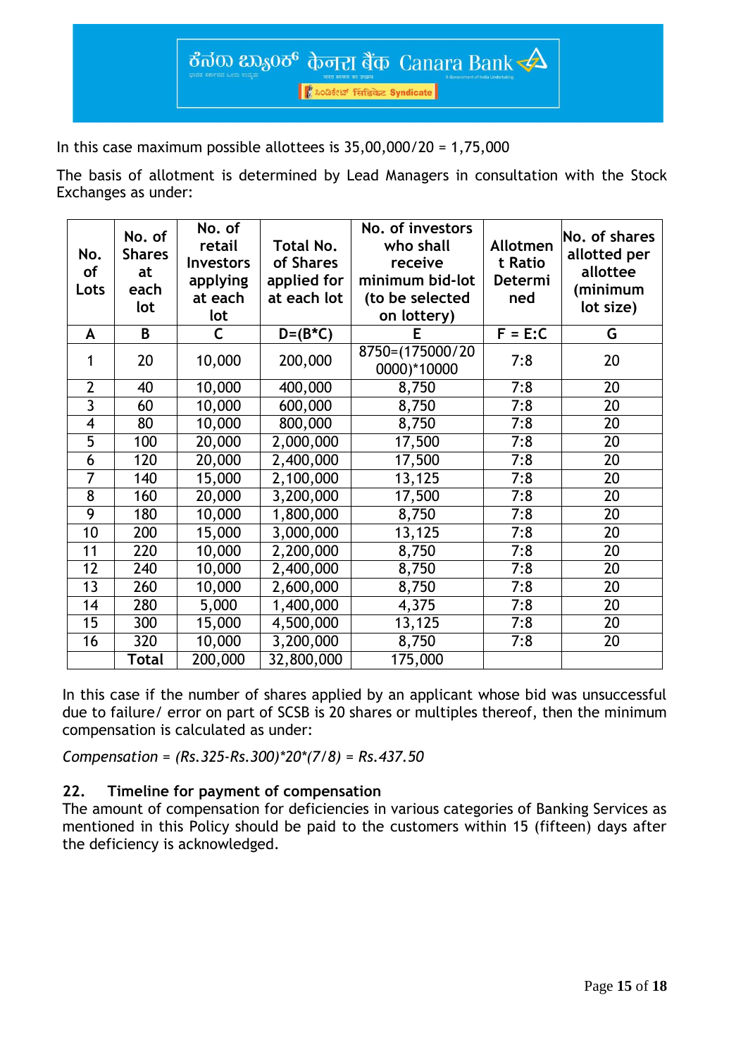In this case maximum possible allottees is 35,00,000/20 = 1,75,000

The basis of allotment is determined by Lead Managers in consultation with the Stock Exchanges as under:

| No. of Lots | No. of Shares at each lot | No. of retail Investors applying at each lot | Total No. of Shares applied for at each lot | No. of investors who shall receive minimum bid-lot (to be selected on lottery) | Allotment Ratio Determined | No. of shares allotted per allottee (minimum lot size) |
|---|---|---|---|---|---|---|
| A | B | C | D=(B*C) | E | F = E:C | G |
| 1 | 20 | 10,000 | 200,000 | 8750=(175000/200000)*10000 | 7:8 | 20 |
| 2 | 40 | 10,000 | 400,000 | 8,750 | 7:8 | 20 |
| 3 | 60 | 10,000 | 600,000 | 8,750 | 7:8 | 20 |
| 4 | 80 | 10,000 | 800,000 | 8,750 | 7:8 | 20 |
| 5 | 100 | 20,000 | 2,000,000 | 17,500 | 7:8 | 20 |
| 6 | 120 | 20,000 | 2,400,000 | 17,500 | 7:8 | 20 |
| 7 | 140 | 15,000 | 2,100,000 | 13,125 | 7:8 | 20 |
| 8 | 160 | 20,000 | 3,200,000 | 17,500 | 7:8 | 20 |
| 9 | 180 | 10,000 | 1,800,000 | 8,750 | 7:8 | 20 |
| 10 | 200 | 15,000 | 3,000,000 | 13,125 | 7:8 | 20 |
| 11 | 220 | 10,000 | 2,200,000 | 8,750 | 7:8 | 20 |
| 12 | 240 | 10,000 | 2,400,000 | 8,750 | 7:8 | 20 |
| 13 | 260 | 10,000 | 2,600,000 | 8,750 | 7:8 | 20 |
| 14 | 280 | 5,000 | 1,400,000 | 4,375 | 7:8 | 20 |
| 15 | 300 | 15,000 | 4,500,000 | 13,125 | 7:8 | 20 |
| 16 | 320 | 10,000 | 3,200,000 | 8,750 | 7:8 | 20 |
| | **Total** | 200,000 | 32,800,000 | 175,000 | | |

In this case if the number of shares applied by an applicant whose bid was unsuccessful due to failure/ error on part of SCSB is 20 shares or multiples thereof, then the minimum compensation is calculated as under:

*Compensation = (Rs.325-Rs.300)*20*(7/8) = Rs.437.50*

## 22. Timeline for payment of compensation

The amount of compensation for deficiencies in various categories of Banking Services as mentioned in this Policy should be paid to the customers within 15 (fifteen) days after the deficiency is acknowledged.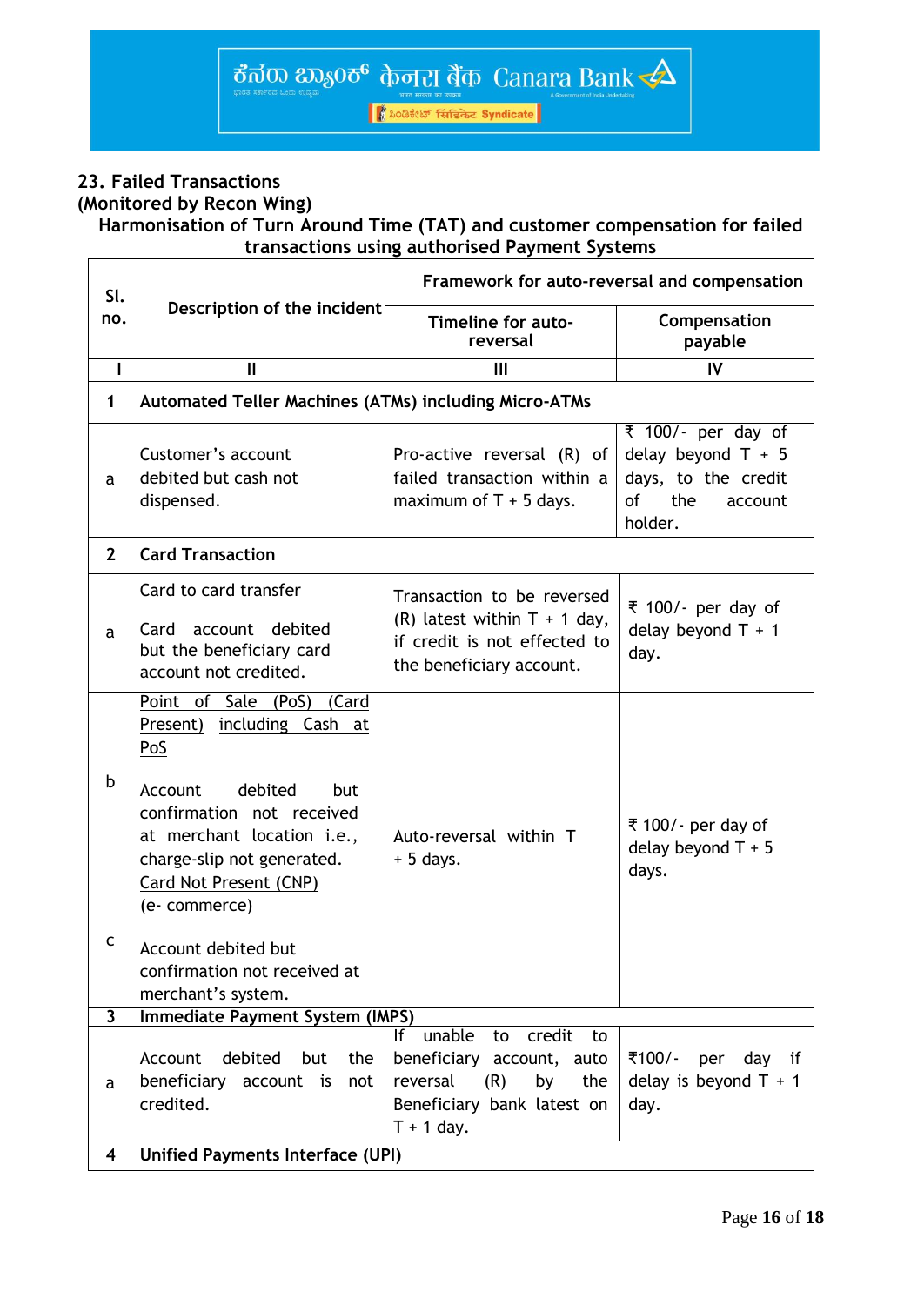## 23. Failed Transactions

### (Monitored by Recon Wing)

**Harmonisation of Turn Around Time (TAT) and customer compensation for failed transactions using authorised Payment Systems**

| Sl. no. | Description of the incident | Framework for auto-reversal and compensation | |
|---|---|---|---|
| | | Timeline for auto-reversal | Compensation payable |
| I | II | III | IV |
| **1** | **Automated Teller Machines (ATMs) including Micro-ATMs** | | |
| a | Customer's account debited but cash not dispensed. | Pro-active reversal (R) of failed transaction within a maximum of T + 5 days. | ₹ 100/- per day of delay beyond T + 5 days, to the credit of the account holder. |
| **2** | **Card Transaction** | | |
| a | Card to card transfer<br><br>Card account debited but the beneficiary card account not credited. | Transaction to be reversed (R) latest within T + 1 day, if credit is not effected to the beneficiary account. | ₹ 100/- per day of delay beyond T + 1 day. |
| b | Point of Sale (PoS) (Card Present) including Cash at PoS<br><br>Account debited but confirmation not received at merchant location i.e., charge-slip not generated. | Auto-reversal within T + 5 days. | ₹ 100/- per day of delay beyond T + 5 days. |
| c | Card Not Present (CNP) (e- commerce)<br><br>Account debited but confirmation not received at merchant's system. | Auto-reversal within T + 5 days. | ₹ 100/- per day of delay beyond T + 5 days. |
| **3** | **Immediate Payment System (IMPS)** | | |
| a | Account debited but the beneficiary account is not credited. | If unable to credit to beneficiary account, auto reversal (R) by the Beneficiary bank latest on T + 1 day. | ₹100/- per day if delay is beyond T + 1 day. |
| **4** | **Unified Payments Interface (UPI)** | | |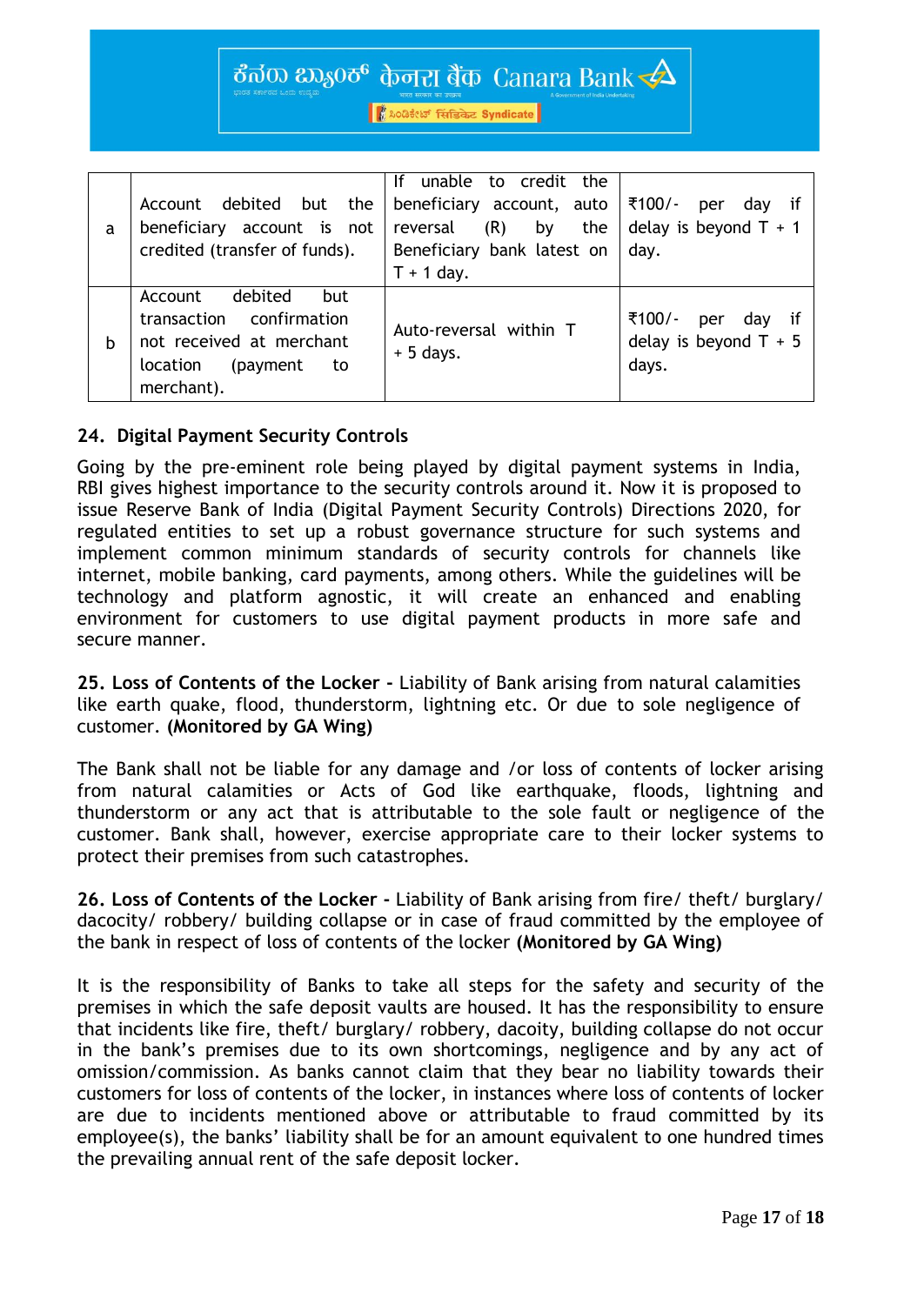| a | Account debited but the beneficiary account is not credited (transfer of funds). | If unable to credit the beneficiary account, auto reversal (R) by the Beneficiary bank latest on T + 1 day. | ₹100/- per day if delay is beyond T + 1 day. |
|---|---|---|---|
| b | Account debited but transaction confirmation not received at merchant location (payment to merchant). | Auto-reversal within T + 5 days. | ₹100/- per day if delay is beyond T + 5 days. |

**24. Digital Payment Security Controls**

Going by the pre-eminent role being played by digital payment systems in India, RBI gives highest importance to the security controls around it. Now it is proposed to issue Reserve Bank of India (Digital Payment Security Controls) Directions 2020, for regulated entities to set up a robust governance structure for such systems and implement common minimum standards of security controls for channels like internet, mobile banking, card payments, among others. While the guidelines will be technology and platform agnostic, it will create an enhanced and enabling environment for customers to use digital payment products in more safe and secure manner.

**25. Loss of Contents of the Locker -** Liability of Bank arising from natural calamities like earth quake, flood, thunderstorm, lightning etc. Or due to sole negligence of customer. **(Monitored by GA Wing)**

The Bank shall not be liable for any damage and /or loss of contents of locker arising from natural calamities or Acts of God like earthquake, floods, lightning and thunderstorm or any act that is attributable to the sole fault or negligence of the customer. Bank shall, however, exercise appropriate care to their locker systems to protect their premises from such catastrophes.

**26. Loss of Contents of the Locker -** Liability of Bank arising from fire/ theft/ burglary/ dacoity/ robbery/ building collapse or in case of fraud committed by the employee of the bank in respect of loss of contents of the locker **(Monitored by GA Wing)**

It is the responsibility of Banks to take all steps for the safety and security of the premises in which the safe deposit vaults are housed. It has the responsibility to ensure that incidents like fire, theft/ burglary/ robbery, dacoity, building collapse do not occur in the bank's premises due to its own shortcomings, negligence and by any act of omission/commission. As banks cannot claim that they bear no liability towards their customers for loss of contents of the locker, in instances where loss of contents of locker are due to incidents mentioned above or attributable to fraud committed by its employee(s), the banks' liability shall be for an amount equivalent to one hundred times the prevailing annual rent of the safe deposit locker.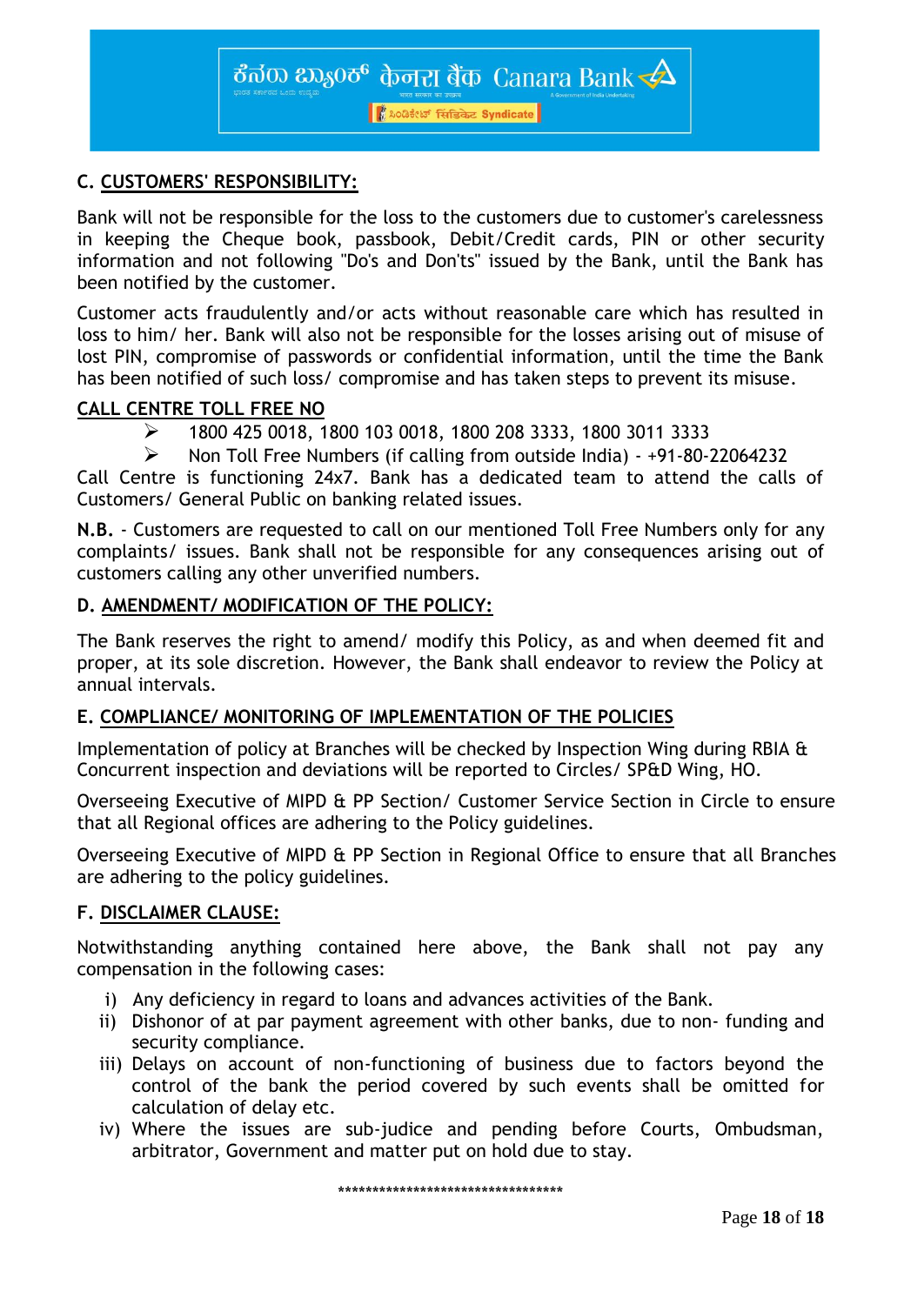## C. CUSTOMERS' RESPONSIBILITY:

Bank will not be responsible for the loss to the customers due to customer's carelessness in keeping the Cheque book, passbook, Debit/Credit cards, PIN or other security information and not following "Do's and Don'ts" issued by the Bank, until the Bank has been notified by the customer.

Customer acts fraudulently and/or acts without reasonable care which has resulted in loss to him/ her. Bank will also not be responsible for the losses arising out of misuse of lost PIN, compromise of passwords or confidential information, until the time the Bank has been notified of such loss/ compromise and has taken steps to prevent its misuse.

**CALL CENTRE TOLL FREE NO**

- 1800 425 0018, 1800 103 0018, 1800 208 3333, 1800 3011 3333
- Non Toll Free Numbers (if calling from outside India) - +91-80-22064232

Call Centre is functioning 24x7. Bank has a dedicated team to attend the calls of Customers/ General Public on banking related issues.

**N.B.** - Customers are requested to call on our mentioned Toll Free Numbers only for any complaints/ issues. Bank shall not be responsible for any consequences arising out of customers calling any other unverified numbers.

## D. AMENDMENT/ MODIFICATION OF THE POLICY:

The Bank reserves the right to amend/ modify this Policy, as and when deemed fit and proper, at its sole discretion. However, the Bank shall endeavor to review the Policy at annual intervals.

## E. COMPLIANCE/ MONITORING OF IMPLEMENTATION OF THE POLICIES

Implementation of policy at Branches will be checked by Inspection Wing during RBIA & Concurrent inspection and deviations will be reported to Circles/ SP&D Wing, HO.

Overseeing Executive of MIPD & PP Section/ Customer Service Section in Circle to ensure that all Regional offices are adhering to the Policy guidelines.

Overseeing Executive of MIPD & PP Section in Regional Office to ensure that all Branches are adhering to the policy guidelines.

## F. DISCLAIMER CLAUSE:

Notwithstanding anything contained here above, the Bank shall not pay any compensation in the following cases:

i) Any deficiency in regard to loans and advances activities of the Bank.
ii) Dishonor of at par payment agreement with other banks, due to non- funding and security compliance.
iii) Delays on account of non-functioning of business due to factors beyond the control of the bank the period covered by such events shall be omitted for calculation of delay etc.
iv) Where the issues are sub-judice and pending before Courts, Ombudsman, arbitrator, Government and matter put on hold due to stay.

**********************************